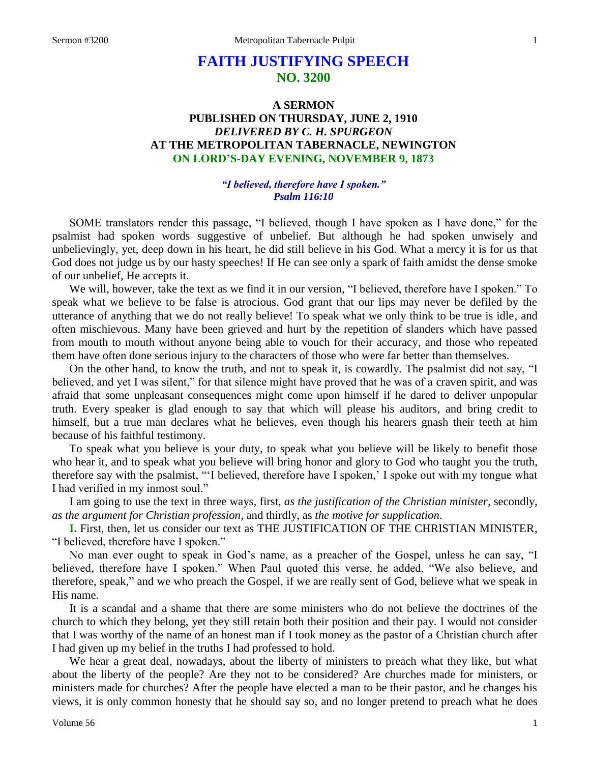# FAITH JUSTIFYING SPEECH
## NO. 3200

### A SERMON
### PUBLISHED ON THURSDAY, JUNE 2, 1910
### *DELIVERED BY C. H. SPURGEON*
### AT THE METROPOLITAN TABERNACLE, NEWINGTON
### ON LORD'S-DAY EVENING, NOVEMBER 9, 1873

***"I believed, therefore have I spoken."***
***Psalm 116:10***

SOME translators render this passage, "I believed, though I have spoken as I have done," for the psalmist had spoken words suggestive of unbelief. But although he had spoken unwisely and unbelievingly, yet, deep down in his heart, he did still believe in his God. What a mercy it is for us that God does not judge us by our hasty speeches! If He can see only a spark of faith amidst the dense smoke of our unbelief, He accepts it.

We will, however, take the text as we find it in our version, "I believed, therefore have I spoken." To speak what we believe to be false is atrocious. God grant that our lips may never be defiled by the utterance of anything that we do not really believe! To speak what we only think to be true is idle, and often mischievous. Many have been grieved and hurt by the repetition of slanders which have passed from mouth to mouth without anyone being able to vouch for their accuracy, and those who repeated them have often done serious injury to the characters of those who were far better than themselves.

On the other hand, to know the truth, and not to speak it, is cowardly. The psalmist did not say, "I believed, and yet I was silent," for that silence might have proved that he was of a craven spirit, and was afraid that some unpleasant consequences might come upon himself if he dared to deliver unpopular truth. Every speaker is glad enough to say that which will please his auditors, and bring credit to himself, but a true man declares what he believes, even though his hearers gnash their teeth at him because of his faithful testimony.

To speak what you believe is your duty, to speak what you believe will be likely to benefit those who hear it, and to speak what you believe will bring honor and glory to God who taught you the truth, therefore say with the psalmist, "'I believed, therefore have I spoken,' I spoke out with my tongue what I had verified in my inmost soul."

I am going to use the text in three ways, first, *as the justification of the Christian minister,* secondly, *as the argument for Christian profession,* and thirdly, as *the motive for supplication*.

**I.** First, then, let us consider our text as THE JUSTIFICATION OF THE CHRISTIAN MINISTER, "I believed, therefore have I spoken."

No man ever ought to speak in God's name, as a preacher of the Gospel, unless he can say, "I believed, therefore have I spoken." When Paul quoted this verse, he added, "We also believe, and therefore, speak," and we who preach the Gospel, if we are really sent of God, believe what we speak in His name.

It is a scandal and a shame that there are some ministers who do not believe the doctrines of the church to which they belong, yet they still retain both their position and their pay. I would not consider that I was worthy of the name of an honest man if I took money as the pastor of a Christian church after I had given up my belief in the truths I had professed to hold.

We hear a great deal, nowadays, about the liberty of ministers to preach what they like, but what about the liberty of the people? Are they not to be considered? Are churches made for ministers, or ministers made for churches? After the people have elected a man to be their pastor, and he changes his views, it is only common honesty that he should say so, and no longer pretend to preach what he does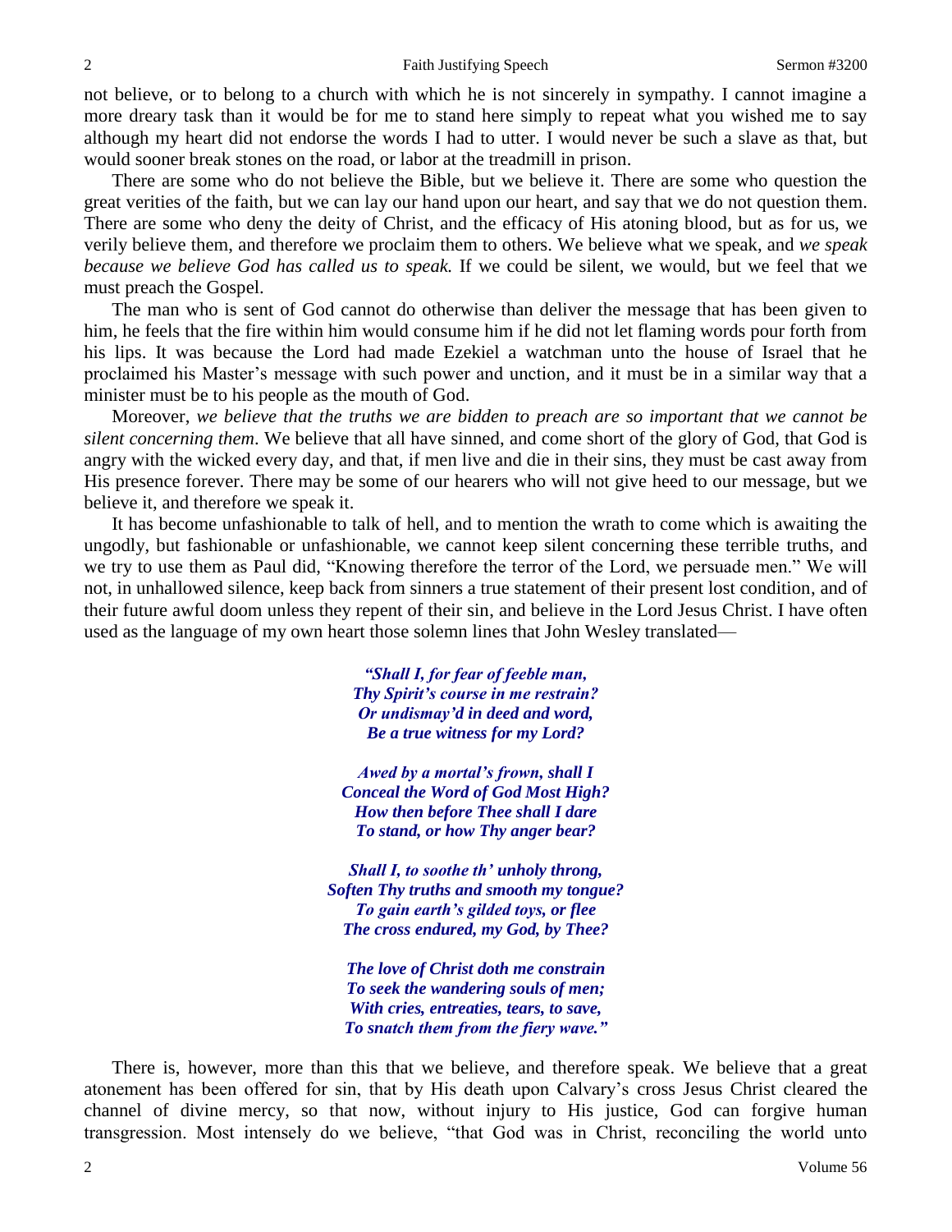not believe, or to belong to a church with which he is not sincerely in sympathy. I cannot imagine a more dreary task than it would be for me to stand here simply to repeat what you wished me to say although my heart did not endorse the words I had to utter. I would never be such a slave as that, but would sooner break stones on the road, or labor at the treadmill in prison.

There are some who do not believe the Bible, but we believe it. There are some who question the great verities of the faith, but we can lay our hand upon our heart, and say that we do not question them. There are some who deny the deity of Christ, and the efficacy of His atoning blood, but as for us, we verily believe them, and therefore we proclaim them to others. We believe what we speak, and *we speak because we believe God has called us to speak.* If we could be silent, we would, but we feel that we must preach the Gospel.

The man who is sent of God cannot do otherwise than deliver the message that has been given to him, he feels that the fire within him would consume him if he did not let flaming words pour forth from his lips. It was because the Lord had made Ezekiel a watchman unto the house of Israel that he proclaimed his Master's message with such power and unction, and it must be in a similar way that a minister must be to his people as the mouth of God.

Moreover, *we believe that the truths we are bidden to preach are so important that we cannot be silent concerning them*. We believe that all have sinned, and come short of the glory of God, that God is angry with the wicked every day, and that, if men live and die in their sins, they must be cast away from His presence forever. There may be some of our hearers who will not give heed to our message, but we believe it, and therefore we speak it.

It has become unfashionable to talk of hell, and to mention the wrath to come which is awaiting the ungodly, but fashionable or unfashionable, we cannot keep silent concerning these terrible truths, and we try to use them as Paul did, "Knowing therefore the terror of the Lord, we persuade men." We will not, in unhallowed silence, keep back from sinners a true statement of their present lost condition, and of their future awful doom unless they repent of their sin, and believe in the Lord Jesus Christ. I have often used as the language of my own heart those solemn lines that John Wesley translated—

> ***"Shall I, for fear of feeble man,***
> ***Thy Spirit's course in me restrain?***
> ***Or undismay'd in deed and word,***
> ***Be a true witness for my Lord?***
>
> ***Awed by a mortal's frown, shall I***
> ***Conceal the Word of God Most High?***
> ***How then before Thee shall I dare***
> ***To stand, or how Thy anger bear?***
>
> ***Shall I, to soothe th' unholy throng,***
> ***Soften Thy truths and smooth my tongue?***
> ***To gain earth's gilded toys, or flee***
> ***The cross endured, my God, by Thee?***
>
> ***The love of Christ doth me constrain***
> ***To seek the wandering souls of men;***
> ***With cries, entreaties, tears, to save,***
> ***To snatch them from the fiery wave."***

There is, however, more than this that we believe, and therefore speak. We believe that a great atonement has been offered for sin, that by His death upon Calvary's cross Jesus Christ cleared the channel of divine mercy, so that now, without injury to His justice, God can forgive human transgression. Most intensely do we believe, "that God was in Christ, reconciling the world unto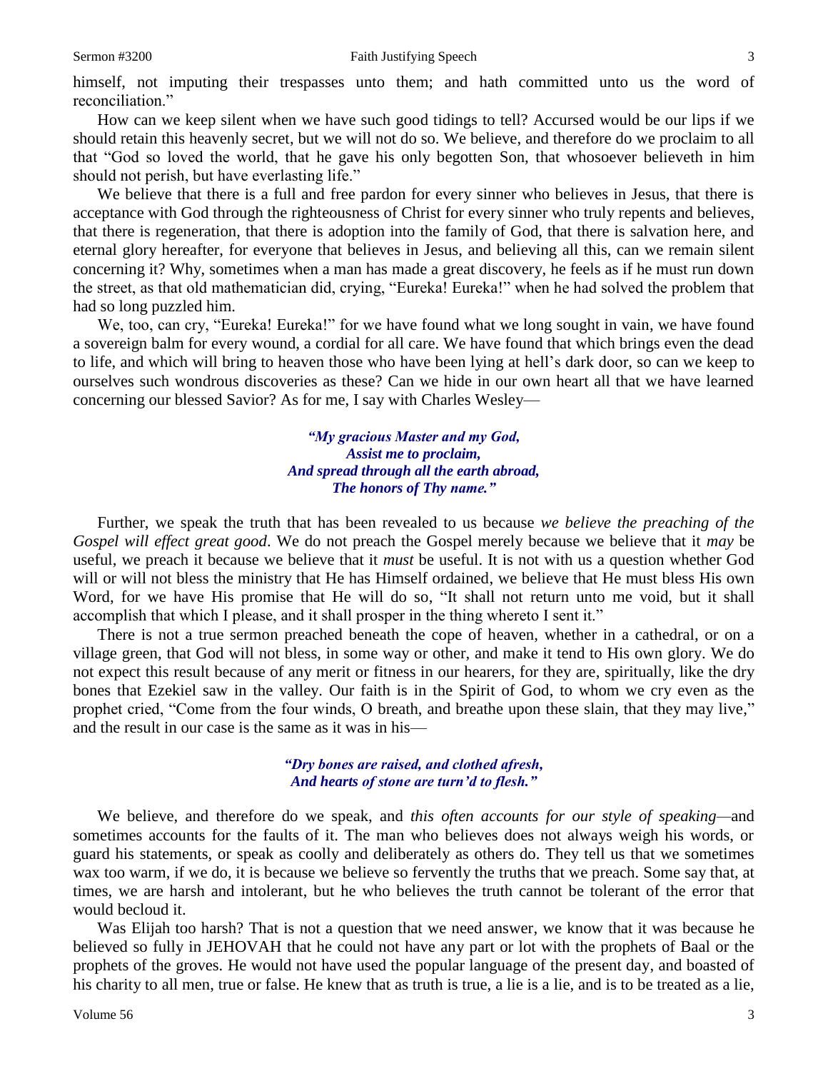himself, not imputing their trespasses unto them; and hath committed unto us the word of reconciliation."

How can we keep silent when we have such good tidings to tell? Accursed would be our lips if we should retain this heavenly secret, but we will not do so. We believe, and therefore do we proclaim to all that "God so loved the world, that he gave his only begotten Son, that whosoever believeth in him should not perish, but have everlasting life."

We believe that there is a full and free pardon for every sinner who believes in Jesus, that there is acceptance with God through the righteousness of Christ for every sinner who truly repents and believes, that there is regeneration, that there is adoption into the family of God, that there is salvation here, and eternal glory hereafter, for everyone that believes in Jesus, and believing all this, can we remain silent concerning it? Why, sometimes when a man has made a great discovery, he feels as if he must run down the street, as that old mathematician did, crying, "Eureka! Eureka!" when he had solved the problem that had so long puzzled him.

We, too, can cry, "Eureka! Eureka!" for we have found what we long sought in vain, we have found a sovereign balm for every wound, a cordial for all care. We have found that which brings even the dead to life, and which will bring to heaven those who have been lying at hell's dark door, so can we keep to ourselves such wondrous discoveries as these? Can we hide in our own heart all that we have learned concerning our blessed Savior? As for me, I say with Charles Wesley—

> *"My gracious Master and my God,*
> *Assist me to proclaim,*
> *And spread through all the earth abroad,*
> *The honors of Thy name."*

Further, we speak the truth that has been revealed to us because *we believe the preaching of the Gospel will effect great good*. We do not preach the Gospel merely because we believe that it *may* be useful, we preach it because we believe that it *must* be useful. It is not with us a question whether God will or will not bless the ministry that He has Himself ordained, we believe that He must bless His own Word, for we have His promise that He will do so, "It shall not return unto me void, but it shall accomplish that which I please, and it shall prosper in the thing whereto I sent it."

There is not a true sermon preached beneath the cope of heaven, whether in a cathedral, or on a village green, that God will not bless, in some way or other, and make it tend to His own glory. We do not expect this result because of any merit or fitness in our hearers, for they are, spiritually, like the dry bones that Ezekiel saw in the valley. Our faith is in the Spirit of God, to whom we cry even as the prophet cried, "Come from the four winds, O breath, and breathe upon these slain, that they may live," and the result in our case is the same as it was in his—

> *"Dry bones are raised, and clothed afresh,*
> *And hearts of stone are turn'd to flesh."*

We believe, and therefore do we speak, and *this often accounts for our style of speaking*—and sometimes accounts for the faults of it. The man who believes does not always weigh his words, or guard his statements, or speak as coolly and deliberately as others do. They tell us that we sometimes wax too warm, if we do, it is because we believe so fervently the truths that we preach. Some say that, at times, we are harsh and intolerant, but he who believes the truth cannot be tolerant of the error that would becloud it.

Was Elijah too harsh? That is not a question that we need answer, we know that it was because he believed so fully in JEHOVAH that he could not have any part or lot with the prophets of Baal or the prophets of the groves. He would not have used the popular language of the present day, and boasted of his charity to all men, true or false. He knew that as truth is true, a lie is a lie, and is to be treated as a lie,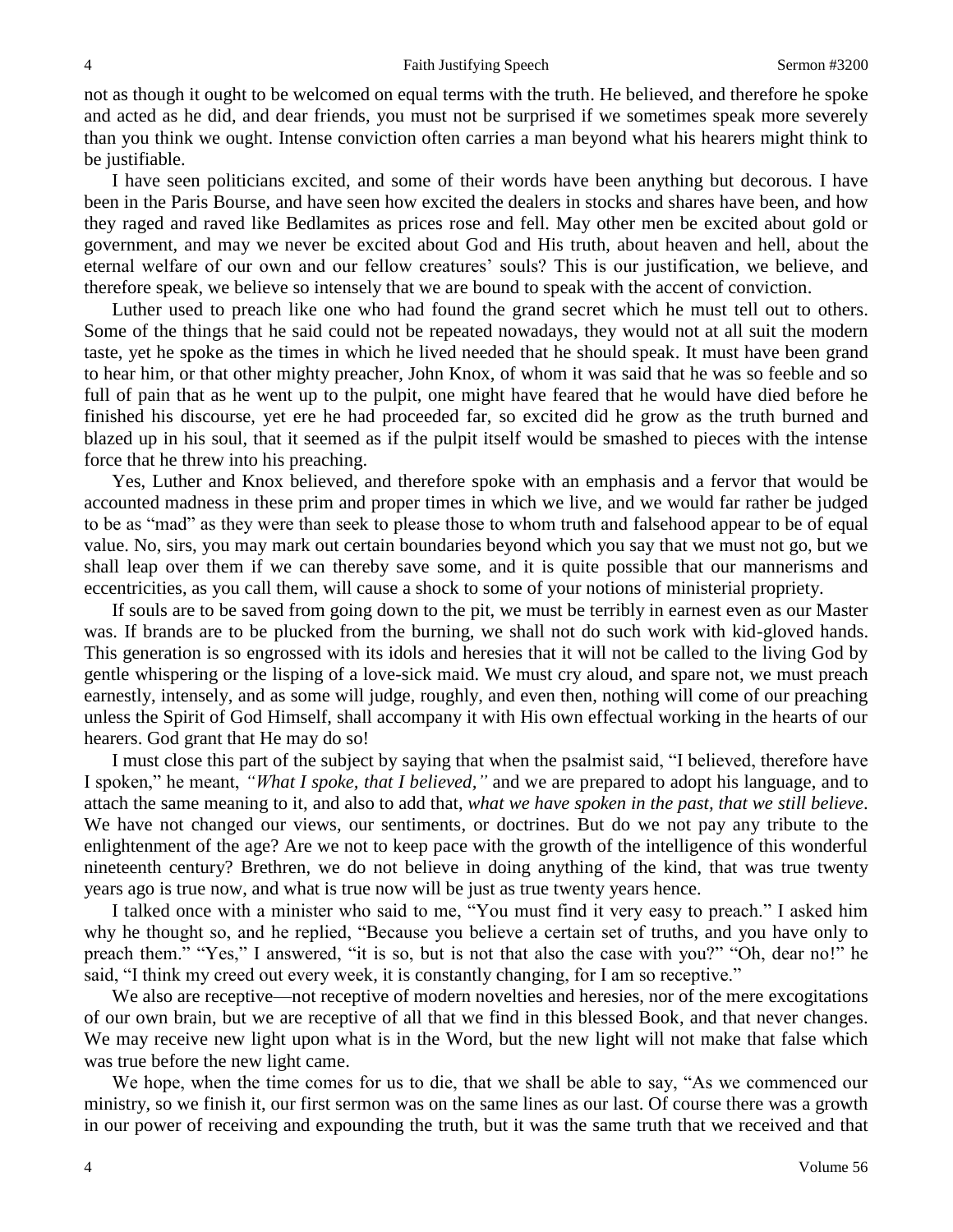not as though it ought to be welcomed on equal terms with the truth. He believed, and therefore he spoke and acted as he did, and dear friends, you must not be surprised if we sometimes speak more severely than you think we ought. Intense conviction often carries a man beyond what his hearers might think to be justifiable.

I have seen politicians excited, and some of their words have been anything but decorous. I have been in the Paris Bourse, and have seen how excited the dealers in stocks and shares have been, and how they raged and raved like Bedlamites as prices rose and fell. May other men be excited about gold or government, and may we never be excited about God and His truth, about heaven and hell, about the eternal welfare of our own and our fellow creatures' souls? This is our justification, we believe, and therefore speak, we believe so intensely that we are bound to speak with the accent of conviction.

Luther used to preach like one who had found the grand secret which he must tell out to others. Some of the things that he said could not be repeated nowadays, they would not at all suit the modern taste, yet he spoke as the times in which he lived needed that he should speak. It must have been grand to hear him, or that other mighty preacher, John Knox, of whom it was said that he was so feeble and so full of pain that as he went up to the pulpit, one might have feared that he would have died before he finished his discourse, yet ere he had proceeded far, so excited did he grow as the truth burned and blazed up in his soul, that it seemed as if the pulpit itself would be smashed to pieces with the intense force that he threw into his preaching.

Yes, Luther and Knox believed, and therefore spoke with an emphasis and a fervor that would be accounted madness in these prim and proper times in which we live, and we would far rather be judged to be as "mad" as they were than seek to please those to whom truth and falsehood appear to be of equal value. No, sirs, you may mark out certain boundaries beyond which you say that we must not go, but we shall leap over them if we can thereby save some, and it is quite possible that our mannerisms and eccentricities, as you call them, will cause a shock to some of your notions of ministerial propriety.

If souls are to be saved from going down to the pit, we must be terribly in earnest even as our Master was. If brands are to be plucked from the burning, we shall not do such work with kid-gloved hands. This generation is so engrossed with its idols and heresies that it will not be called to the living God by gentle whispering or the lisping of a love-sick maid. We must cry aloud, and spare not, we must preach earnestly, intensely, and as some will judge, roughly, and even then, nothing will come of our preaching unless the Spirit of God Himself, shall accompany it with His own effectual working in the hearts of our hearers. God grant that He may do so!

I must close this part of the subject by saying that when the psalmist said, "I believed, therefore have I spoken," he meant, *"What I spoke, that I believed,"* and we are prepared to adopt his language, and to attach the same meaning to it, and also to add that, *what we have spoken in the past, that we still believe*. We have not changed our views, our sentiments, or doctrines. But do we not pay any tribute to the enlightenment of the age? Are we not to keep pace with the growth of the intelligence of this wonderful nineteenth century? Brethren, we do not believe in doing anything of the kind, that was true twenty years ago is true now, and what is true now will be just as true twenty years hence.

I talked once with a minister who said to me, "You must find it very easy to preach." I asked him why he thought so, and he replied, "Because you believe a certain set of truths, and you have only to preach them." "Yes," I answered, "it is so, but is not that also the case with you?" "Oh, dear no!" he said, "I think my creed out every week, it is constantly changing, for I am so receptive."

We also are receptive—not receptive of modern novelties and heresies, nor of the mere excogitations of our own brain, but we are receptive of all that we find in this blessed Book, and that never changes. We may receive new light upon what is in the Word, but the new light will not make that false which was true before the new light came.

We hope, when the time comes for us to die, that we shall be able to say, "As we commenced our ministry, so we finish it, our first sermon was on the same lines as our last. Of course there was a growth in our power of receiving and expounding the truth, but it was the same truth that we received and that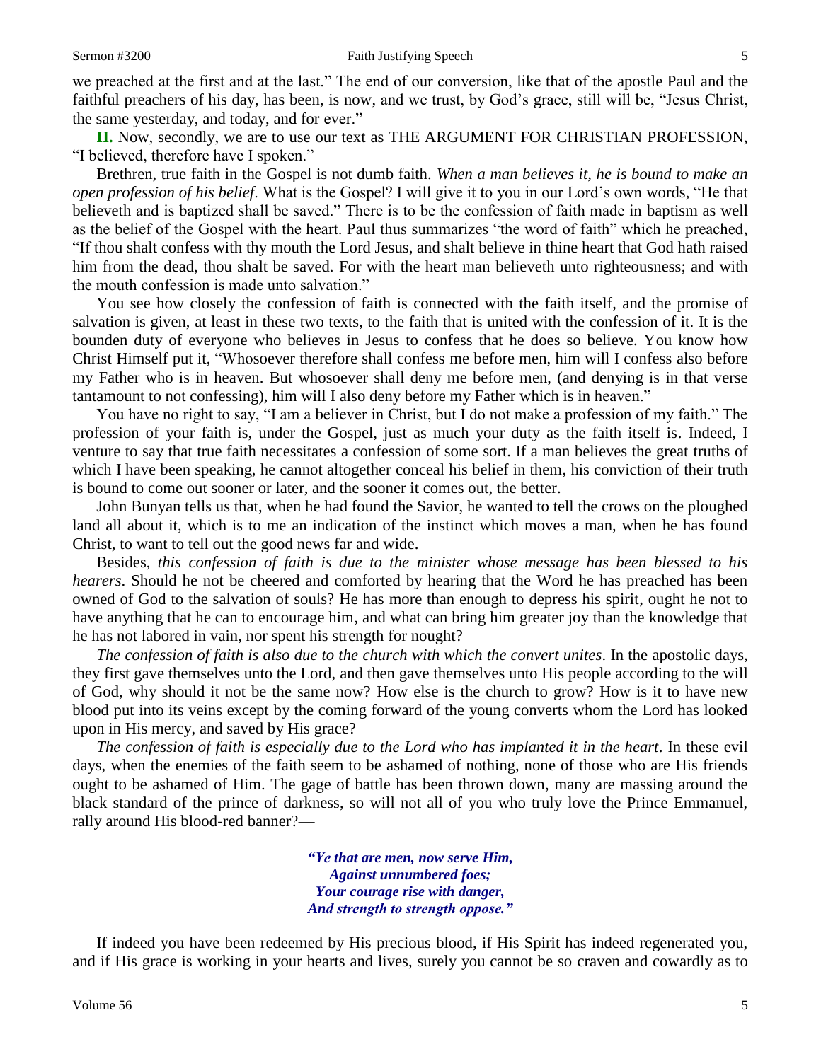we preached at the first and at the last." The end of our conversion, like that of the apostle Paul and the faithful preachers of his day, has been, is now, and we trust, by God's grace, still will be, "Jesus Christ, the same yesterday, and today, and for ever."

**II.** Now, secondly, we are to use our text as THE ARGUMENT FOR CHRISTIAN PROFESSION, "I believed, therefore have I spoken."

Brethren, true faith in the Gospel is not dumb faith. *When a man believes it, he is bound to make an open profession of his belief*. What is the Gospel? I will give it to you in our Lord's own words, "He that believeth and is baptized shall be saved." There is to be the confession of faith made in baptism as well as the belief of the Gospel with the heart. Paul thus summarizes "the word of faith" which he preached, "If thou shalt confess with thy mouth the Lord Jesus, and shalt believe in thine heart that God hath raised him from the dead, thou shalt be saved. For with the heart man believeth unto righteousness; and with the mouth confession is made unto salvation."

You see how closely the confession of faith is connected with the faith itself, and the promise of salvation is given, at least in these two texts, to the faith that is united with the confession of it. It is the bounden duty of everyone who believes in Jesus to confess that he does so believe. You know how Christ Himself put it, "Whosoever therefore shall confess me before men, him will I confess also before my Father who is in heaven. But whosoever shall deny me before men, (and denying is in that verse tantamount to not confessing), him will I also deny before my Father which is in heaven."

You have no right to say, "I am a believer in Christ, but I do not make a profession of my faith." The profession of your faith is, under the Gospel, just as much your duty as the faith itself is. Indeed, I venture to say that true faith necessitates a confession of some sort. If a man believes the great truths of which I have been speaking, he cannot altogether conceal his belief in them, his conviction of their truth is bound to come out sooner or later, and the sooner it comes out, the better.

John Bunyan tells us that, when he had found the Savior, he wanted to tell the crows on the ploughed land all about it, which is to me an indication of the instinct which moves a man, when he has found Christ, to want to tell out the good news far and wide.

Besides, *this confession of faith is due to the minister whose message has been blessed to his hearers*. Should he not be cheered and comforted by hearing that the Word he has preached has been owned of God to the salvation of souls? He has more than enough to depress his spirit, ought he not to have anything that he can to encourage him, and what can bring him greater joy than the knowledge that he has not labored in vain, nor spent his strength for nought?

*The confession of faith is also due to the church with which the convert unites*. In the apostolic days, they first gave themselves unto the Lord, and then gave themselves unto His people according to the will of God, why should it not be the same now? How else is the church to grow? How is it to have new blood put into its veins except by the coming forward of the young converts whom the Lord has looked upon in His mercy, and saved by His grace?

*The confession of faith is especially due to the Lord who has implanted it in the heart*. In these evil days, when the enemies of the faith seem to be ashamed of nothing, none of those who are His friends ought to be ashamed of Him. The gage of battle has been thrown down, many are massing around the black standard of the prince of darkness, so will not all of you who truly love the Prince Emmanuel, rally around His blood-red banner?—

> ***"Ye that are men, now serve Him,***
> ***Against unnumbered foes;***
> ***Your courage rise with danger,***
> ***And strength to strength oppose."***

If indeed you have been redeemed by His precious blood, if His Spirit has indeed regenerated you, and if His grace is working in your hearts and lives, surely you cannot be so craven and cowardly as to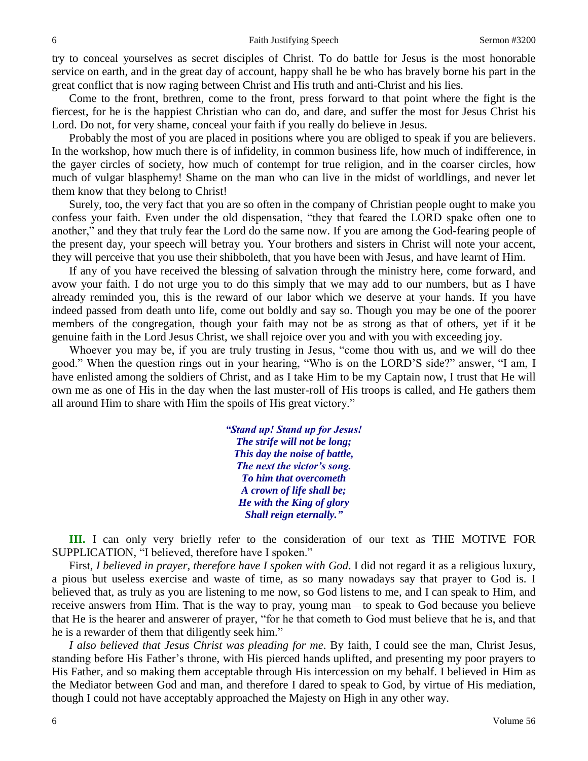try to conceal yourselves as secret disciples of Christ. To do battle for Jesus is the most honorable service on earth, and in the great day of account, happy shall he be who has bravely borne his part in the great conflict that is now raging between Christ and His truth and anti-Christ and his lies.

Come to the front, brethren, come to the front, press forward to that point where the fight is the fiercest, for he is the happiest Christian who can do, and dare, and suffer the most for Jesus Christ his Lord. Do not, for very shame, conceal your faith if you really do believe in Jesus.

Probably the most of you are placed in positions where you are obliged to speak if you are believers. In the workshop, how much there is of infidelity, in common business life, how much of indifference, in the gayer circles of society, how much of contempt for true religion, and in the coarser circles, how much of vulgar blasphemy! Shame on the man who can live in the midst of worldlings, and never let them know that they belong to Christ!

Surely, too, the very fact that you are so often in the company of Christian people ought to make you confess your faith. Even under the old dispensation, "they that feared the LORD spake often one to another," and they that truly fear the Lord do the same now. If you are among the God-fearing people of the present day, your speech will betray you. Your brothers and sisters in Christ will note your accent, they will perceive that you use their shibboleth, that you have been with Jesus, and have learnt of Him.

If any of you have received the blessing of salvation through the ministry here, come forward, and avow your faith. I do not urge you to do this simply that we may add to our numbers, but as I have already reminded you, this is the reward of our labor which we deserve at your hands. If you have indeed passed from death unto life, come out boldly and say so. Though you may be one of the poorer members of the congregation, though your faith may not be as strong as that of others, yet if it be genuine faith in the Lord Jesus Christ, we shall rejoice over you and with you with exceeding joy.

Whoever you may be, if you are truly trusting in Jesus, "come thou with us, and we will do thee good." When the question rings out in your hearing, "Who is on the LORD'S side?" answer, "I am, I have enlisted among the soldiers of Christ, and as I take Him to be my Captain now, I trust that He will own me as one of His in the day when the last muster-roll of His troops is called, and He gathers them all around Him to share with Him the spoils of His great victory."

> *"Stand up! Stand up for Jesus!*
> *The strife will not be long;*
> *This day the noise of battle,*
> *The next the victor's song.*
> *To him that overcometh*
> *A crown of life shall be;*
> *He with the King of glory*
> *Shall reign eternally."*

**III.** I can only very briefly refer to the consideration of our text as THE MOTIVE FOR SUPPLICATION, "I believed, therefore have I spoken."

First, *I believed in prayer, therefore have I spoken with God*. I did not regard it as a religious luxury, a pious but useless exercise and waste of time, as so many nowadays say that prayer to God is. I believed that, as truly as you are listening to me now, so God listens to me, and I can speak to Him, and receive answers from Him. That is the way to pray, young man—to speak to God because you believe that He is the hearer and answerer of prayer, "for he that cometh to God must believe that he is, and that he is a rewarder of them that diligently seek him."

*I also believed that Jesus Christ was pleading for me*. By faith, I could see the man, Christ Jesus, standing before His Father's throne, with His pierced hands uplifted, and presenting my poor prayers to His Father, and so making them acceptable through His intercession on my behalf. I believed in Him as the Mediator between God and man, and therefore I dared to speak to God, by virtue of His mediation, though I could not have acceptably approached the Majesty on High in any other way.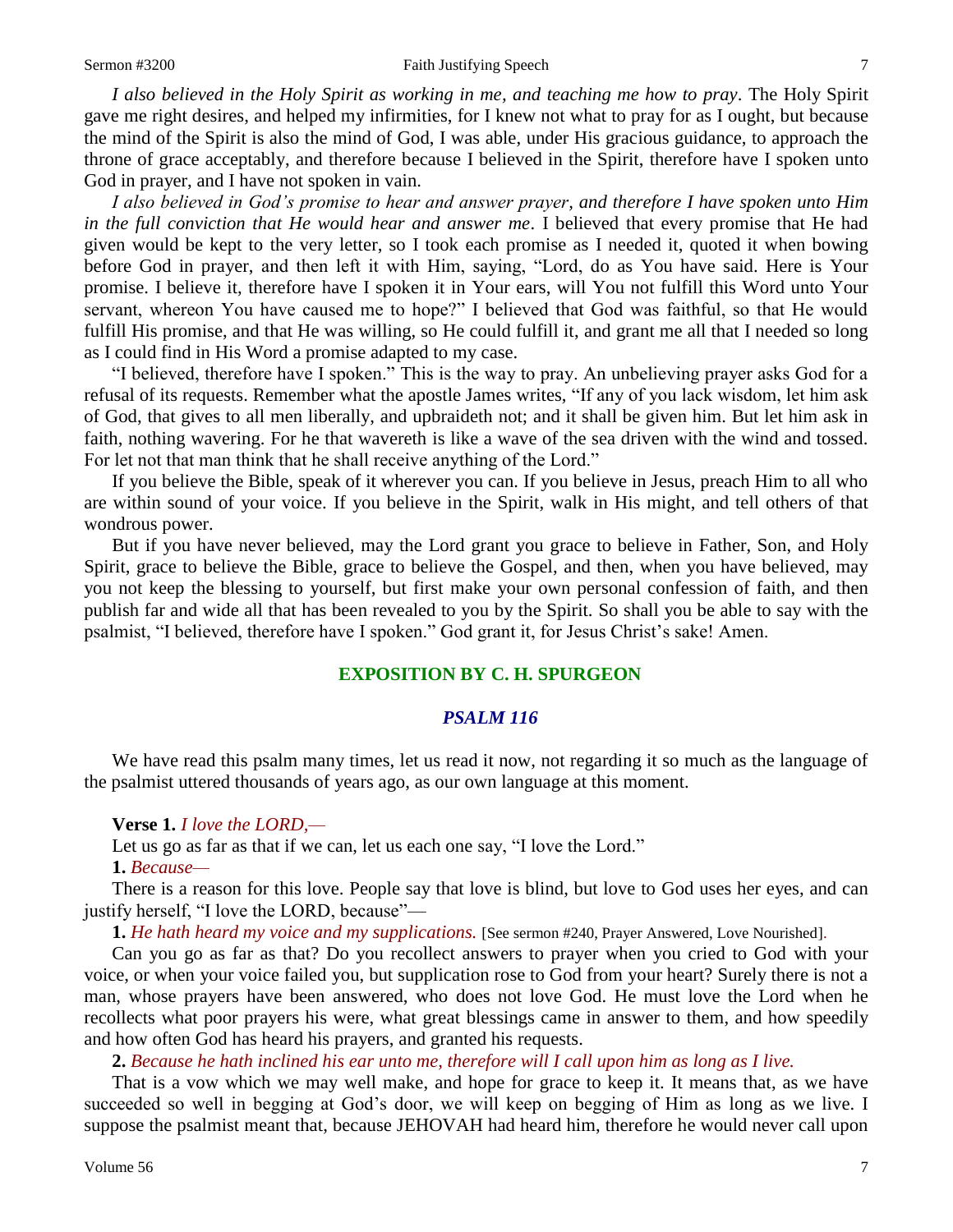*I also believed in the Holy Spirit as working in me, and teaching me how to pray*. The Holy Spirit gave me right desires, and helped my infirmities, for I knew not what to pray for as I ought, but because the mind of the Spirit is also the mind of God, I was able, under His gracious guidance, to approach the throne of grace acceptably, and therefore because I believed in the Spirit, therefore have I spoken unto God in prayer, and I have not spoken in vain.

*I also believed in God's promise to hear and answer prayer, and therefore I have spoken unto Him in the full conviction that He would hear and answer me*. I believed that every promise that He had given would be kept to the very letter, so I took each promise as I needed it, quoted it when bowing before God in prayer, and then left it with Him, saying, "Lord, do as You have said. Here is Your promise. I believe it, therefore have I spoken it in Your ears, will You not fulfill this Word unto Your servant, whereon You have caused me to hope?" I believed that God was faithful, so that He would fulfill His promise, and that He was willing, so He could fulfill it, and grant me all that I needed so long as I could find in His Word a promise adapted to my case.

"I believed, therefore have I spoken." This is the way to pray. An unbelieving prayer asks God for a refusal of its requests. Remember what the apostle James writes, "If any of you lack wisdom, let him ask of God, that gives to all men liberally, and upbraideth not; and it shall be given him. But let him ask in faith, nothing wavering. For he that wavereth is like a wave of the sea driven with the wind and tossed. For let not that man think that he shall receive anything of the Lord."

If you believe the Bible, speak of it wherever you can. If you believe in Jesus, preach Him to all who are within sound of your voice. If you believe in the Spirit, walk in His might, and tell others of that wondrous power.

But if you have never believed, may the Lord grant you grace to believe in Father, Son, and Holy Spirit, grace to believe the Bible, grace to believe the Gospel, and then, when you have believed, may you not keep the blessing to yourself, but first make your own personal confession of faith, and then publish far and wide all that has been revealed to you by the Spirit. So shall you be able to say with the psalmist, "I believed, therefore have I spoken." God grant it, for Jesus Christ's sake! Amen.

## EXPOSITION BY C. H. SPURGEON

### *PSALM 116*

We have read this psalm many times, let us read it now, not regarding it so much as the language of the psalmist uttered thousands of years ago, as our own language at this moment.

**Verse 1.** *I love the LORD,—*

Let us go as far as that if we can, let us each one say, "I love the Lord."

**1.** *Because—*

There is a reason for this love. People say that love is blind, but love to God uses her eyes, and can justify herself, "I love the LORD, because"—

**1.** *He hath heard my voice and my supplications.* [See sermon #240, Prayer Answered, Love Nourished].

Can you go as far as that? Do you recollect answers to prayer when you cried to God with your voice, or when your voice failed you, but supplication rose to God from your heart? Surely there is not a man, whose prayers have been answered, who does not love God. He must love the Lord when he recollects what poor prayers his were, what great blessings came in answer to them, and how speedily and how often God has heard his prayers, and granted his requests.

**2.** *Because he hath inclined his ear unto me, therefore will I call upon him as long as I live.*

That is a vow which we may well make, and hope for grace to keep it. It means that, as we have succeeded so well in begging at God's door, we will keep on begging of Him as long as we live. I suppose the psalmist meant that, because JEHOVAH had heard him, therefore he would never call upon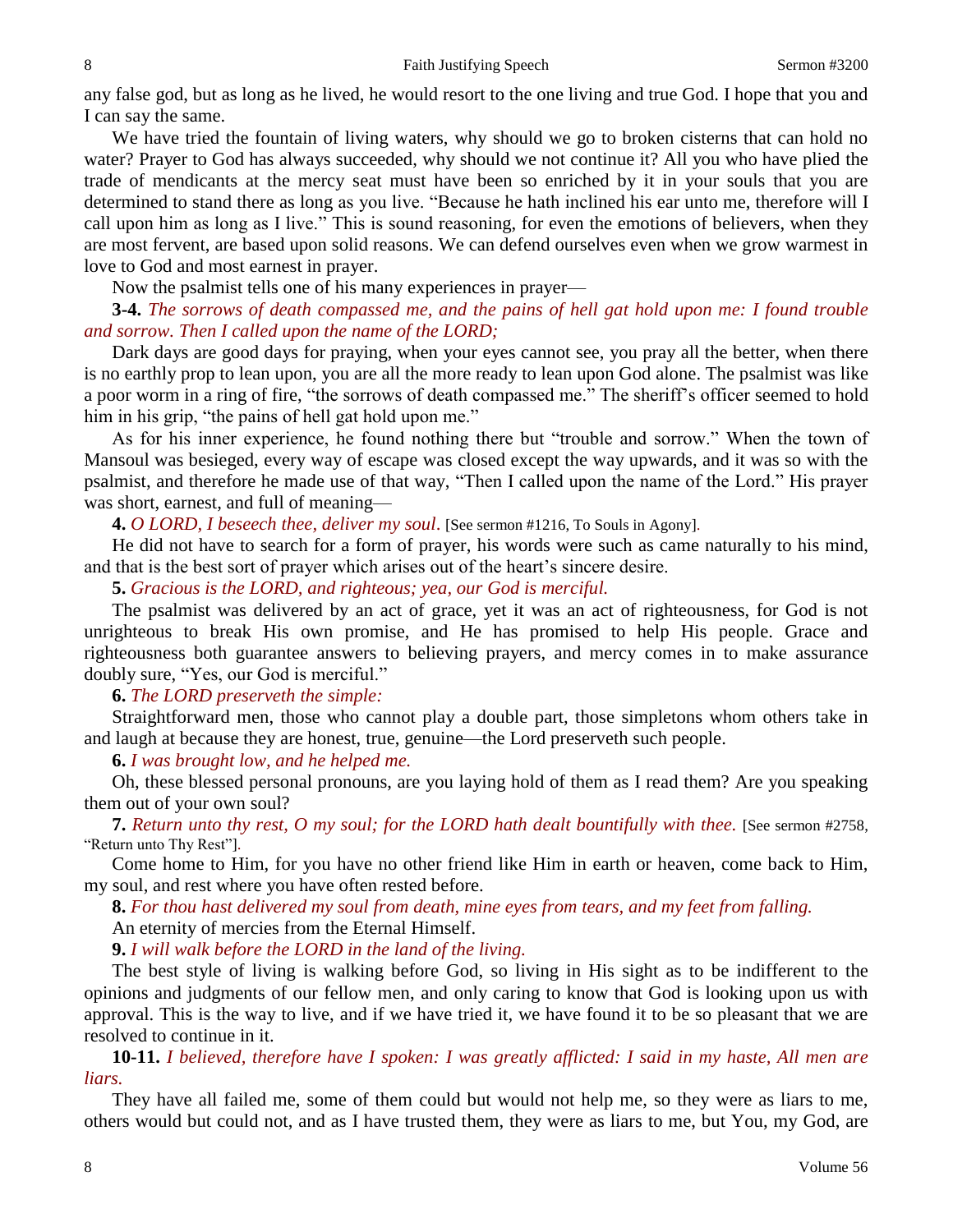any false god, but as long as he lived, he would resort to the one living and true God. I hope that you and I can say the same.

We have tried the fountain of living waters, why should we go to broken cisterns that can hold no water? Prayer to God has always succeeded, why should we not continue it? All you who have plied the trade of mendicants at the mercy seat must have been so enriched by it in your souls that you are determined to stand there as long as you live. "Because he hath inclined his ear unto me, therefore will I call upon him as long as I live." This is sound reasoning, for even the emotions of believers, when they are most fervent, are based upon solid reasons. We can defend ourselves even when we grow warmest in love to God and most earnest in prayer.

Now the psalmist tells one of his many experiences in prayer—

**3-4.** *The sorrows of death compassed me, and the pains of hell gat hold upon me: I found trouble and sorrow. Then I called upon the name of the LORD;*

Dark days are good days for praying, when your eyes cannot see, you pray all the better, when there is no earthly prop to lean upon, you are all the more ready to lean upon God alone. The psalmist was like a poor worm in a ring of fire, "the sorrows of death compassed me." The sheriff's officer seemed to hold him in his grip, "the pains of hell gat hold upon me."

As for his inner experience, he found nothing there but "trouble and sorrow." When the town of Mansoul was besieged, every way of escape was closed except the way upwards, and it was so with the psalmist, and therefore he made use of that way, "Then I called upon the name of the Lord." His prayer was short, earnest, and full of meaning—

**4.** *O LORD, I beseech thee, deliver my soul*. [See sermon #1216, To Souls in Agony].

He did not have to search for a form of prayer, his words were such as came naturally to his mind, and that is the best sort of prayer which arises out of the heart's sincere desire.

**5.** *Gracious is the LORD, and righteous; yea, our God is merciful.*

The psalmist was delivered by an act of grace, yet it was an act of righteousness, for God is not unrighteous to break His own promise, and He has promised to help His people. Grace and righteousness both guarantee answers to believing prayers, and mercy comes in to make assurance doubly sure, "Yes, our God is merciful."

**6.** *The LORD preserveth the simple:*

Straightforward men, those who cannot play a double part, those simpletons whom others take in and laugh at because they are honest, true, genuine—the Lord preserveth such people.

**6.** *I was brought low, and he helped me.*

Oh, these blessed personal pronouns, are you laying hold of them as I read them? Are you speaking them out of your own soul?

**7.** *Return unto thy rest, O my soul; for the LORD hath dealt bountifully with thee.* [See sermon #2758, "Return unto Thy Rest"].

Come home to Him, for you have no other friend like Him in earth or heaven, come back to Him, my soul, and rest where you have often rested before.

**8.** *For thou hast delivered my soul from death, mine eyes from tears, and my feet from falling.*

An eternity of mercies from the Eternal Himself.

**9.** *I will walk before the LORD in the land of the living.*

The best style of living is walking before God, so living in His sight as to be indifferent to the opinions and judgments of our fellow men, and only caring to know that God is looking upon us with approval. This is the way to live, and if we have tried it, we have found it to be so pleasant that we are resolved to continue in it.

**10-11.** *I believed, therefore have I spoken: I was greatly afflicted: I said in my haste, All men are liars.*

They have all failed me, some of them could but would not help me, so they were as liars to me, others would but could not, and as I have trusted them, they were as liars to me, but You, my God, are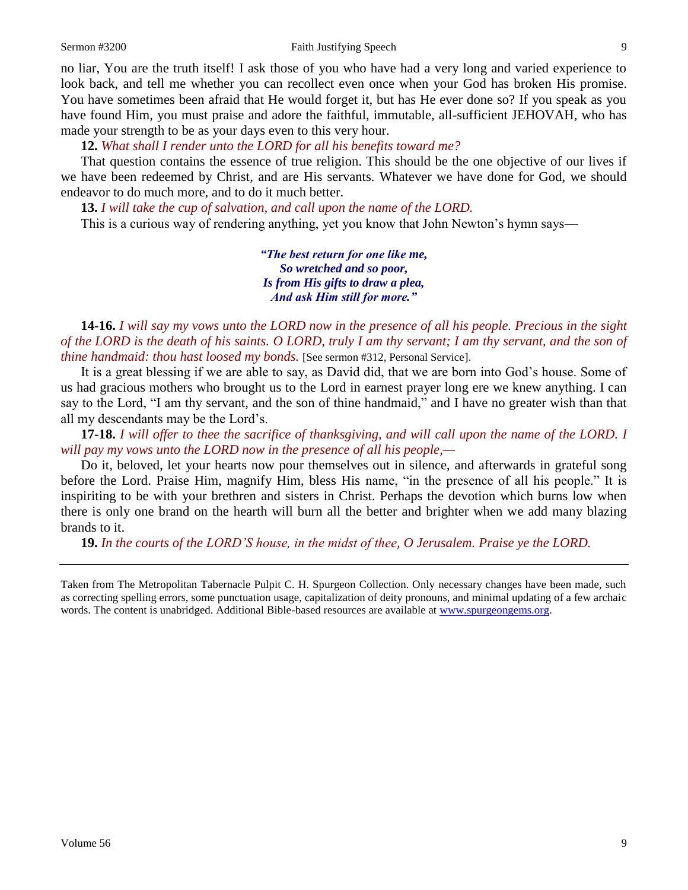no liar, You are the truth itself! I ask those of you who have had a very long and varied experience to look back, and tell me whether you can recollect even once when your God has broken His promise. You have sometimes been afraid that He would forget it, but has He ever done so? If you speak as you have found Him, you must praise and adore the faithful, immutable, all-sufficient JEHOVAH, who has made your strength to be as your days even to this very hour.

**12.** *What shall I render unto the LORD for all his benefits toward me?*

That question contains the essence of true religion. This should be the one objective of our lives if we have been redeemed by Christ, and are His servants. Whatever we have done for God, we should endeavor to do much more, and to do it much better.

**13.** *I will take the cup of salvation, and call upon the name of the LORD.*

This is a curious way of rendering anything, yet you know that John Newton's hymn says—

> ***"The best return for one like me,***
> ***So wretched and so poor,***
> ***Is from His gifts to draw a plea,***
> ***And ask Him still for more."***

**14-16.** *I will say my vows unto the LORD now in the presence of all his people. Precious in the sight of the LORD is the death of his saints. O LORD, truly I am thy servant; I am thy servant, and the son of thine handmaid: thou hast loosed my bonds.* [See sermon #312, Personal Service].

It is a great blessing if we are able to say, as David did, that we are born into God's house. Some of us had gracious mothers who brought us to the Lord in earnest prayer long ere we knew anything. I can say to the Lord, "I am thy servant, and the son of thine handmaid," and I have no greater wish than that all my descendants may be the Lord's.

**17-18.** *I will offer to thee the sacrifice of thanksgiving, and will call upon the name of the LORD. I will pay my vows unto the LORD now in the presence of all his people,—*

Do it, beloved, let your hearts now pour themselves out in silence, and afterwards in grateful song before the Lord. Praise Him, magnify Him, bless His name, "in the presence of all his people." It is inspiriting to be with your brethren and sisters in Christ. Perhaps the devotion which burns low when there is only one brand on the hearth will burn all the better and brighter when we add many blazing brands to it.

**19.** *In the courts of the LORD'S house, in the midst of thee, O Jerusalem. Praise ye the LORD.*

---

Taken from The Metropolitan Tabernacle Pulpit C. H. Spurgeon Collection. Only necessary changes have been made, such as correcting spelling errors, some punctuation usage, capitalization of deity pronouns, and minimal updating of a few archaic words. The content is unabridged. Additional Bible-based resources are available at www.spurgeongems.org.